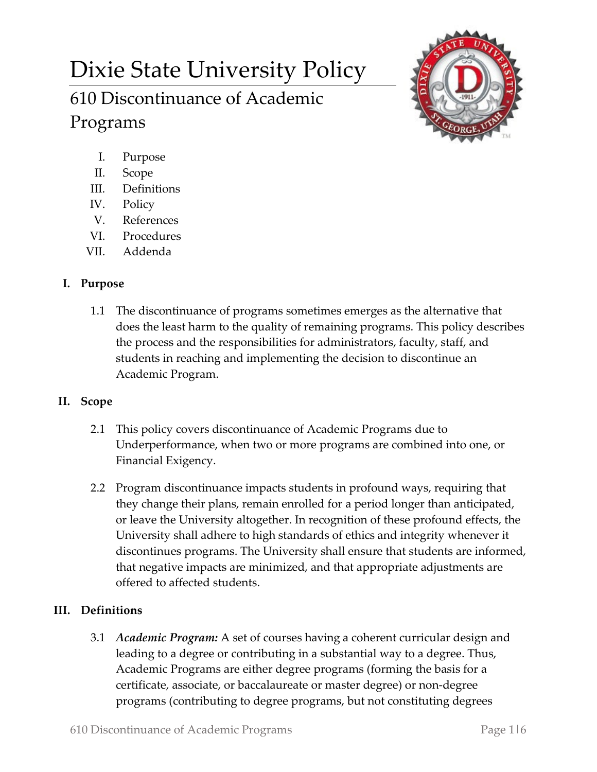# Dixie State University Policy

## 610 Discontinuance of Academic Programs

I. Purpose
II. Scope
III. Definitions
IV. Policy
V. References
VI. Procedures
VII. Addenda

### I. Purpose

1.1 The discontinuance of programs sometimes emerges as the alternative that does the least harm to the quality of remaining programs. This policy describes the process and the responsibilities for administrators, faculty, staff, and students in reaching and implementing the decision to discontinue an Academic Program.

### II. Scope

2.1 This policy covers discontinuance of Academic Programs due to Underperformance, when two or more programs are combined into one, or Financial Exigency.

2.2 Program discontinuance impacts students in profound ways, requiring that they change their plans, remain enrolled for a period longer than anticipated, or leave the University altogether. In recognition of these profound effects, the University shall adhere to high standards of ethics and integrity whenever it discontinues programs. The University shall ensure that students are informed, that negative impacts are minimized, and that appropriate adjustments are offered to affected students.

### III. Definitions

3.1 ***Academic Program:*** A set of courses having a coherent curricular design and leading to a degree or contributing in a substantial way to a degree. Thus, Academic Programs are either degree programs (forming the basis for a certificate, associate, or baccalaureate or master degree) or non-degree programs (contributing to degree programs, but not constituting degrees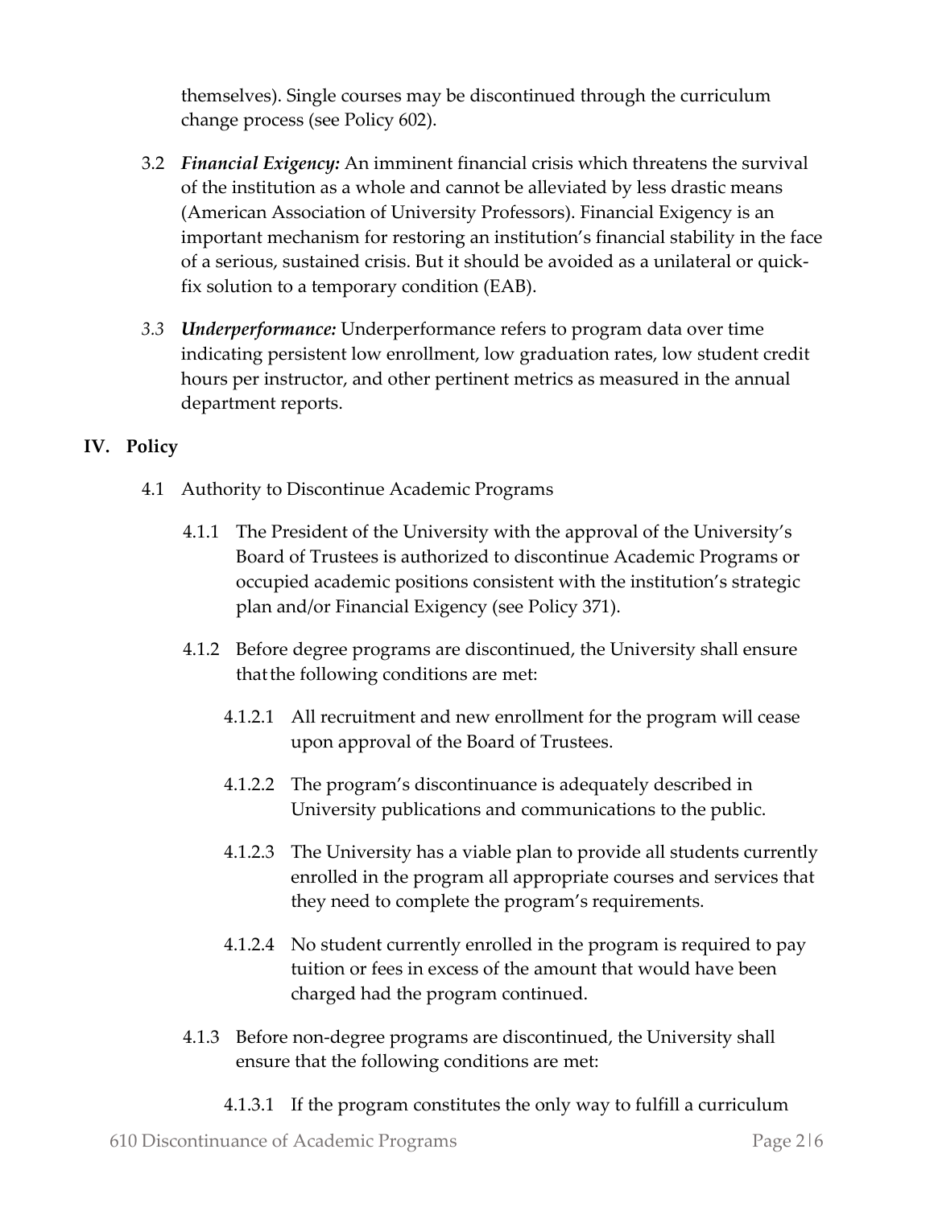themselves). Single courses may be discontinued through the curriculum change process (see Policy 602).

3.2 ***Financial Exigency:*** An imminent financial crisis which threatens the survival of the institution as a whole and cannot be alleviated by less drastic means (American Association of University Professors). Financial Exigency is an important mechanism for restoring an institution's financial stability in the face of a serious, sustained crisis. But it should be avoided as a unilateral or quick-fix solution to a temporary condition (EAB).

*3.3* ***Underperformance:*** Underperformance refers to program data over time indicating persistent low enrollment, low graduation rates, low student credit hours per instructor, and other pertinent metrics as measured in the annual department reports.

## IV. Policy

4.1 Authority to Discontinue Academic Programs

4.1.1 The President of the University with the approval of the University's Board of Trustees is authorized to discontinue Academic Programs or occupied academic positions consistent with the institution's strategic plan and/or Financial Exigency (see Policy 371).

4.1.2 Before degree programs are discontinued, the University shall ensure that the following conditions are met:

4.1.2.1 All recruitment and new enrollment for the program will cease upon approval of the Board of Trustees.

4.1.2.2 The program's discontinuance is adequately described in University publications and communications to the public.

4.1.2.3 The University has a viable plan to provide all students currently enrolled in the program all appropriate courses and services that they need to complete the program's requirements.

4.1.2.4 No student currently enrolled in the program is required to pay tuition or fees in excess of the amount that would have been charged had the program continued.

4.1.3 Before non-degree programs are discontinued, the University shall ensure that the following conditions are met:

4.1.3.1 If the program constitutes the only way to fulfill a curriculum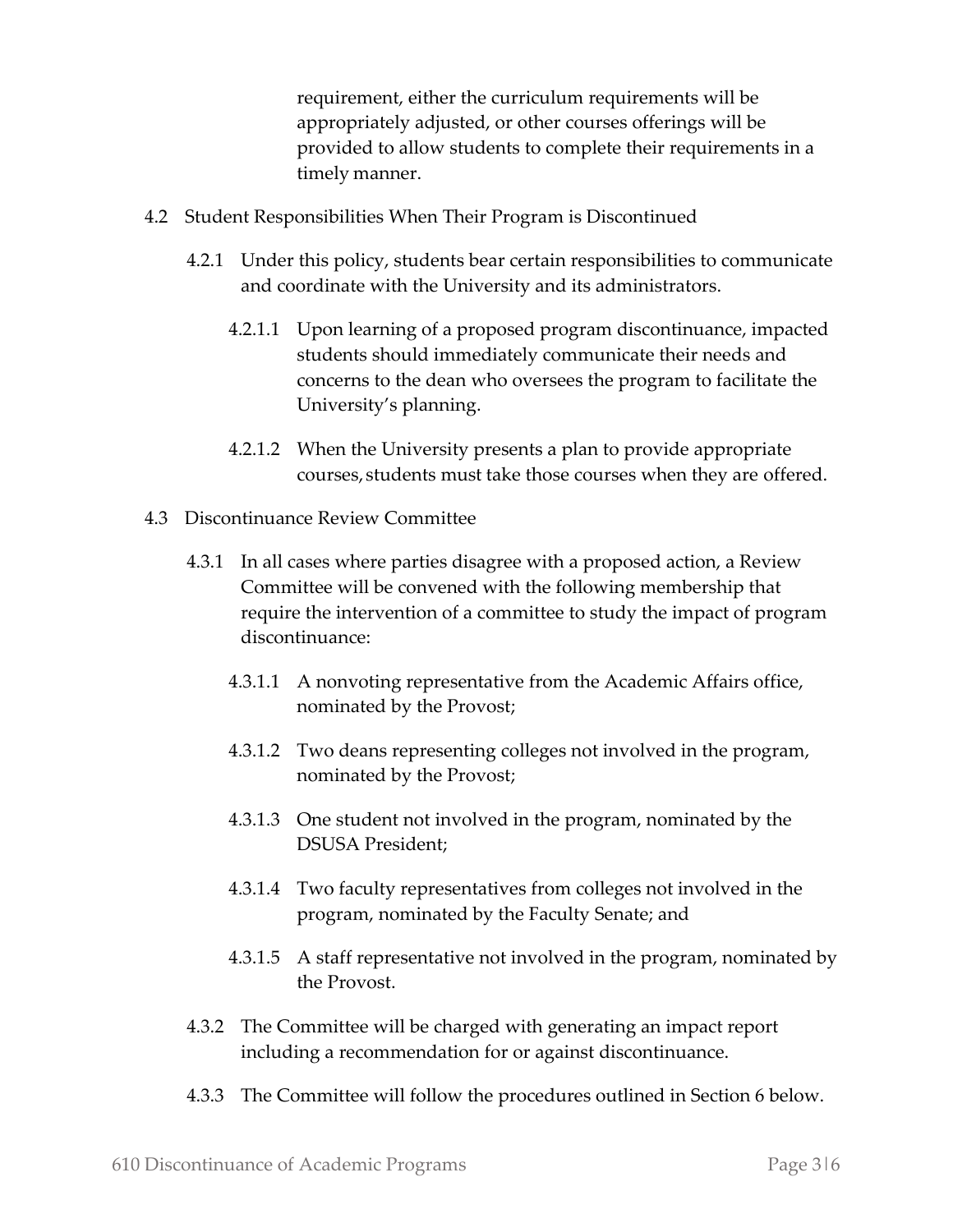requirement, either the curriculum requirements will be appropriately adjusted, or other courses offerings will be provided to allow students to complete their requirements in a timely manner.

4.2 Student Responsibilities When Their Program is Discontinued

4.2.1 Under this policy, students bear certain responsibilities to communicate and coordinate with the University and its administrators.

4.2.1.1 Upon learning of a proposed program discontinuance, impacted students should immediately communicate their needs and concerns to the dean who oversees the program to facilitate the University's planning.

4.2.1.2 When the University presents a plan to provide appropriate courses, students must take those courses when they are offered.

4.3 Discontinuance Review Committee

4.3.1 In all cases where parties disagree with a proposed action, a Review Committee will be convened with the following membership that require the intervention of a committee to study the impact of program discontinuance:

4.3.1.1 A nonvoting representative from the Academic Affairs office, nominated by the Provost;

4.3.1.2 Two deans representing colleges not involved in the program, nominated by the Provost;

4.3.1.3 One student not involved in the program, nominated by the DSUSA President;

4.3.1.4 Two faculty representatives from colleges not involved in the program, nominated by the Faculty Senate; and

4.3.1.5 A staff representative not involved in the program, nominated by the Provost.

4.3.2 The Committee will be charged with generating an impact report including a recommendation for or against discontinuance.

4.3.3 The Committee will follow the procedures outlined in Section 6 below.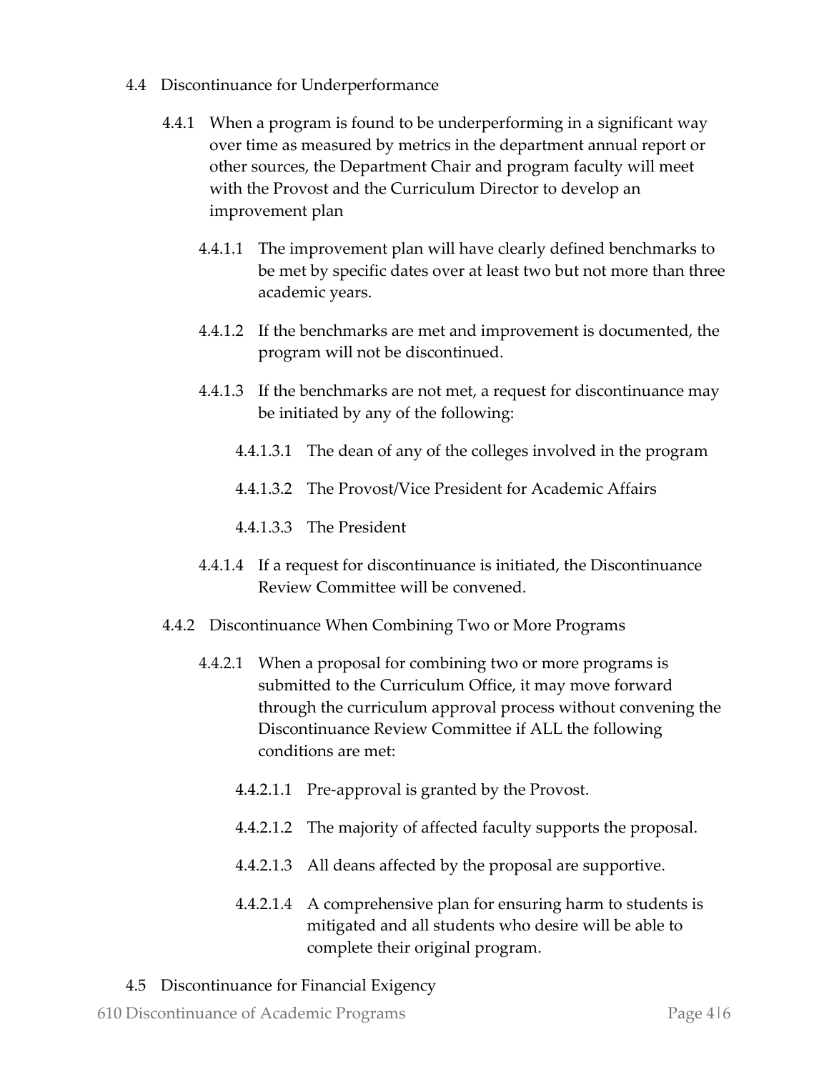4.4 Discontinuance for Underperformance

4.4.1 When a program is found to be underperforming in a significant way over time as measured by metrics in the department annual report or other sources, the Department Chair and program faculty will meet with the Provost and the Curriculum Director to develop an improvement plan

4.4.1.1 The improvement plan will have clearly defined benchmarks to be met by specific dates over at least two but not more than three academic years.

4.4.1.2 If the benchmarks are met and improvement is documented, the program will not be discontinued.

4.4.1.3 If the benchmarks are not met, a request for discontinuance may be initiated by any of the following:

4.4.1.3.1 The dean of any of the colleges involved in the program

4.4.1.3.2 The Provost/Vice President for Academic Affairs

4.4.1.3.3 The President

4.4.1.4 If a request for discontinuance is initiated, the Discontinuance Review Committee will be convened.

4.4.2 Discontinuance When Combining Two or More Programs

4.4.2.1 When a proposal for combining two or more programs is submitted to the Curriculum Office, it may move forward through the curriculum approval process without convening the Discontinuance Review Committee if ALL the following conditions are met:

4.4.2.1.1 Pre-approval is granted by the Provost.

4.4.2.1.2 The majority of affected faculty supports the proposal.

4.4.2.1.3 All deans affected by the proposal are supportive.

4.4.2.1.4 A comprehensive plan for ensuring harm to students is mitigated and all students who desire will be able to complete their original program.

4.5 Discontinuance for Financial Exigency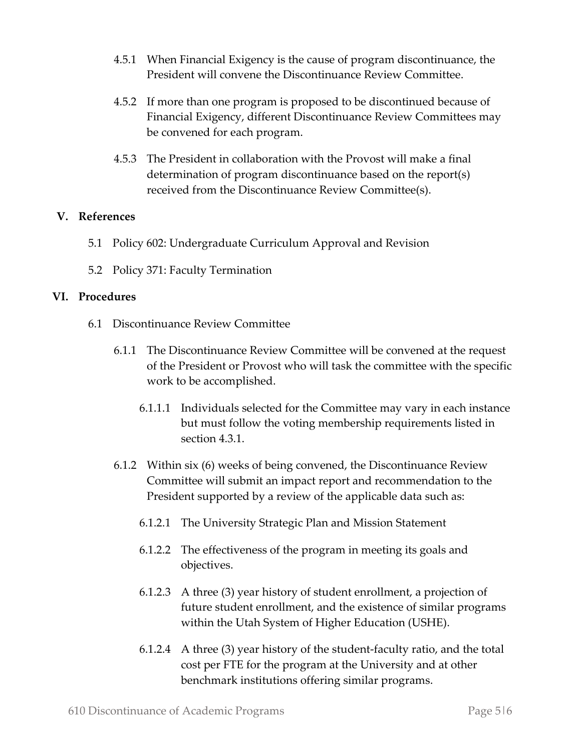4.5.1 When Financial Exigency is the cause of program discontinuance, the President will convene the Discontinuance Review Committee.

4.5.2 If more than one program is proposed to be discontinued because of Financial Exigency, different Discontinuance Review Committees may be convened for each program.

4.5.3 The President in collaboration with the Provost will make a final determination of program discontinuance based on the report(s) received from the Discontinuance Review Committee(s).

## V. References

5.1 Policy 602: Undergraduate Curriculum Approval and Revision

5.2 Policy 371: Faculty Termination

## VI. Procedures

6.1 Discontinuance Review Committee

6.1.1 The Discontinuance Review Committee will be convened at the request of the President or Provost who will task the committee with the specific work to be accomplished.

6.1.1.1 Individuals selected for the Committee may vary in each instance but must follow the voting membership requirements listed in section 4.3.1.

6.1.2 Within six (6) weeks of being convened, the Discontinuance Review Committee will submit an impact report and recommendation to the President supported by a review of the applicable data such as:

6.1.2.1 The University Strategic Plan and Mission Statement

6.1.2.2 The effectiveness of the program in meeting its goals and objectives.

6.1.2.3 A three (3) year history of student enrollment, a projection of future student enrollment, and the existence of similar programs within the Utah System of Higher Education (USHE).

6.1.2.4 A three (3) year history of the student-faculty ratio, and the total cost per FTE for the program at the University and at other benchmark institutions offering similar programs.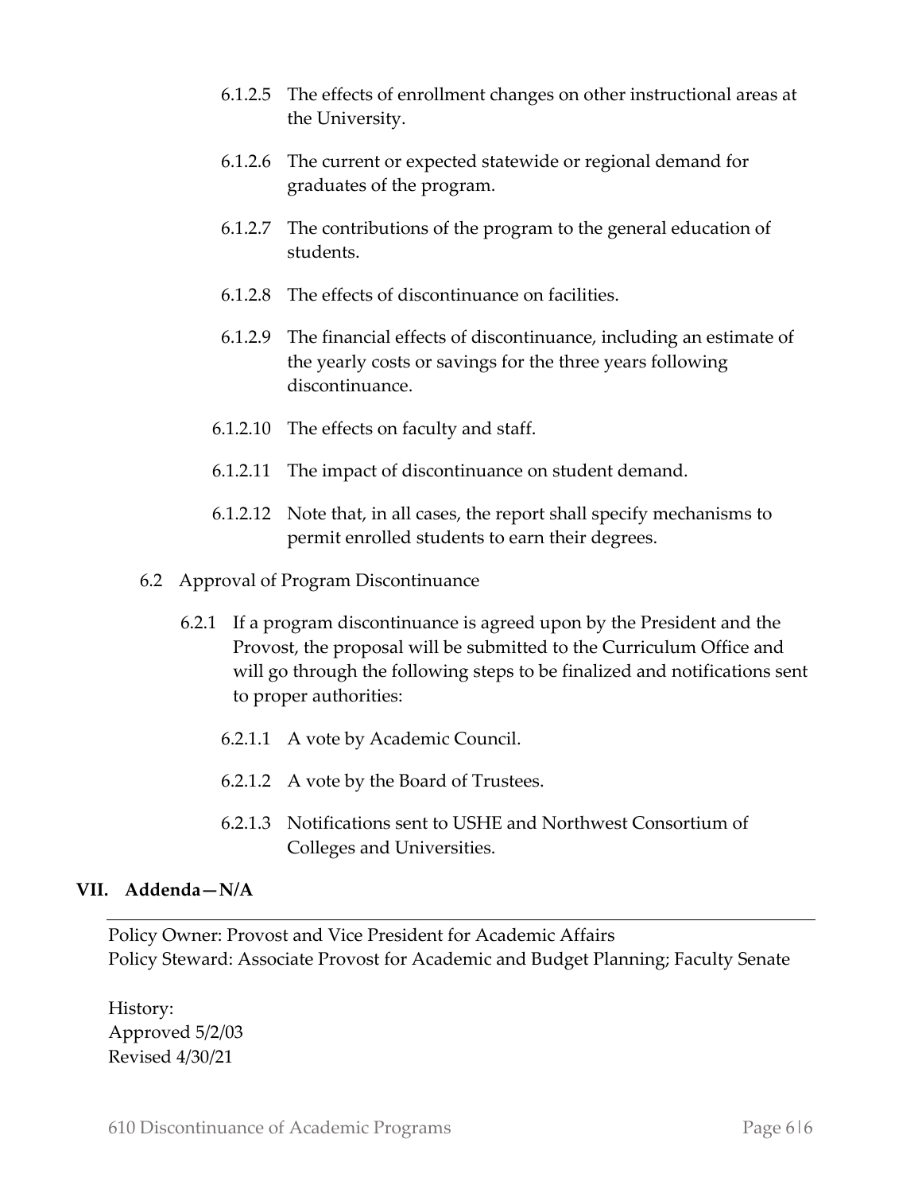6.1.2.5 The effects of enrollment changes on other instructional areas at the University.

6.1.2.6 The current or expected statewide or regional demand for graduates of the program.

6.1.2.7 The contributions of the program to the general education of students.

6.1.2.8 The effects of discontinuance on facilities.

6.1.2.9 The financial effects of discontinuance, including an estimate of the yearly costs or savings for the three years following discontinuance.

6.1.2.10 The effects on faculty and staff.

6.1.2.11 The impact of discontinuance on student demand.

6.1.2.12 Note that, in all cases, the report shall specify mechanisms to permit enrolled students to earn their degrees.

6.2 Approval of Program Discontinuance

6.2.1 If a program discontinuance is agreed upon by the President and the Provost, the proposal will be submitted to the Curriculum Office and will go through the following steps to be finalized and notifications sent to proper authorities:

6.2.1.1 A vote by Academic Council.

6.2.1.2 A vote by the Board of Trustees.

6.2.1.3 Notifications sent to USHE and Northwest Consortium of Colleges and Universities.

## VII. Addenda—N/A

---

Policy Owner: Provost and Vice President for Academic Affairs
Policy Steward: Associate Provost for Academic and Budget Planning; Faculty Senate

History:
Approved 5/2/03
Revised 4/30/21